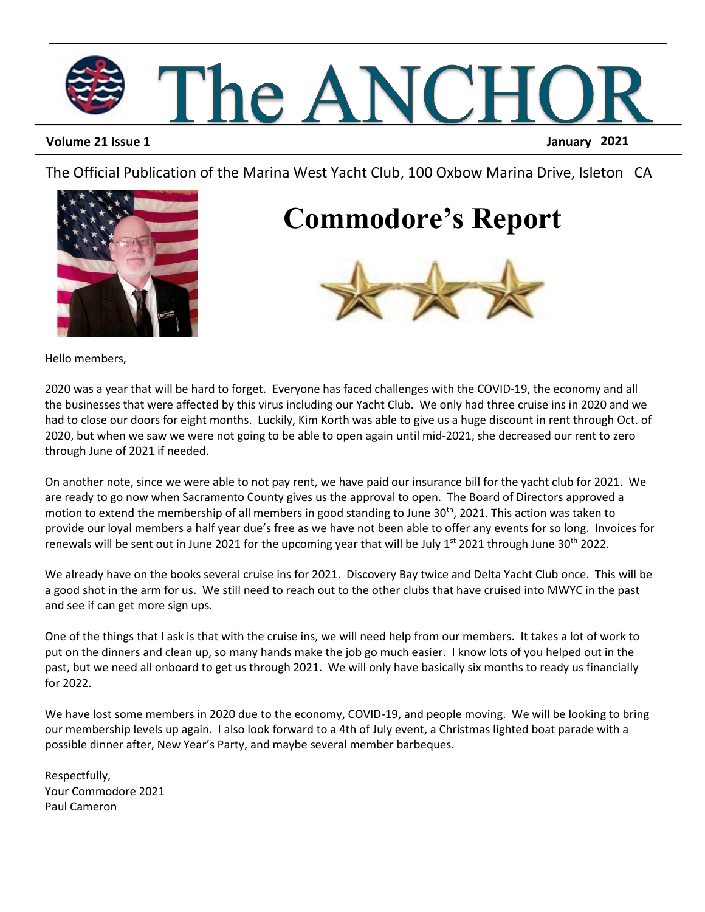# The ANCHOR

**Volume 21 Issue 1** **January 2021**

The Official Publication of the Marina West Yacht Club, 100 Oxbow Marina Drive, Isleton CA

## Commodore's Report

Hello members,

2020 was a year that will be hard to forget. Everyone has faced challenges with the COVID-19, the economy and all the businesses that were affected by this virus including our Yacht Club. We only had three cruise ins in 2020 and we had to close our doors for eight months. Luckily, Kim Korth was able to give us a huge discount in rent through Oct. of 2020, but when we saw we were not going to be able to open again until mid-2021, she decreased our rent to zero through June of 2021 if needed.

On another note, since we were able to not pay rent, we have paid our insurance bill for the yacht club for 2021. We are ready to go now when Sacramento County gives us the approval to open. The Board of Directors approved a motion to extend the membership of all members in good standing to June 30th, 2021. This action was taken to provide our loyal members a half year due's free as we have not been able to offer any events for so long. Invoices for renewals will be sent out in June 2021 for the upcoming year that will be July 1st 2021 through June 30th 2022.

We already have on the books several cruise ins for 2021. Discovery Bay twice and Delta Yacht Club once. This will be a good shot in the arm for us. We still need to reach out to the other clubs that have cruised into MWYC in the past and see if can get more sign ups.

One of the things that I ask is that with the cruise ins, we will need help from our members. It takes a lot of work to put on the dinners and clean up, so many hands make the job go much easier. I know lots of you helped out in the past, but we need all onboard to get us through 2021. We will only have basically six months to ready us financially for 2022.

We have lost some members in 2020 due to the economy, COVID-19, and people moving. We will be looking to bring our membership levels up again. I also look forward to a 4th of July event, a Christmas lighted boat parade with a possible dinner after, New Year's Party, and maybe several member barbeques.

Respectfully,
Your Commodore 2021
Paul Cameron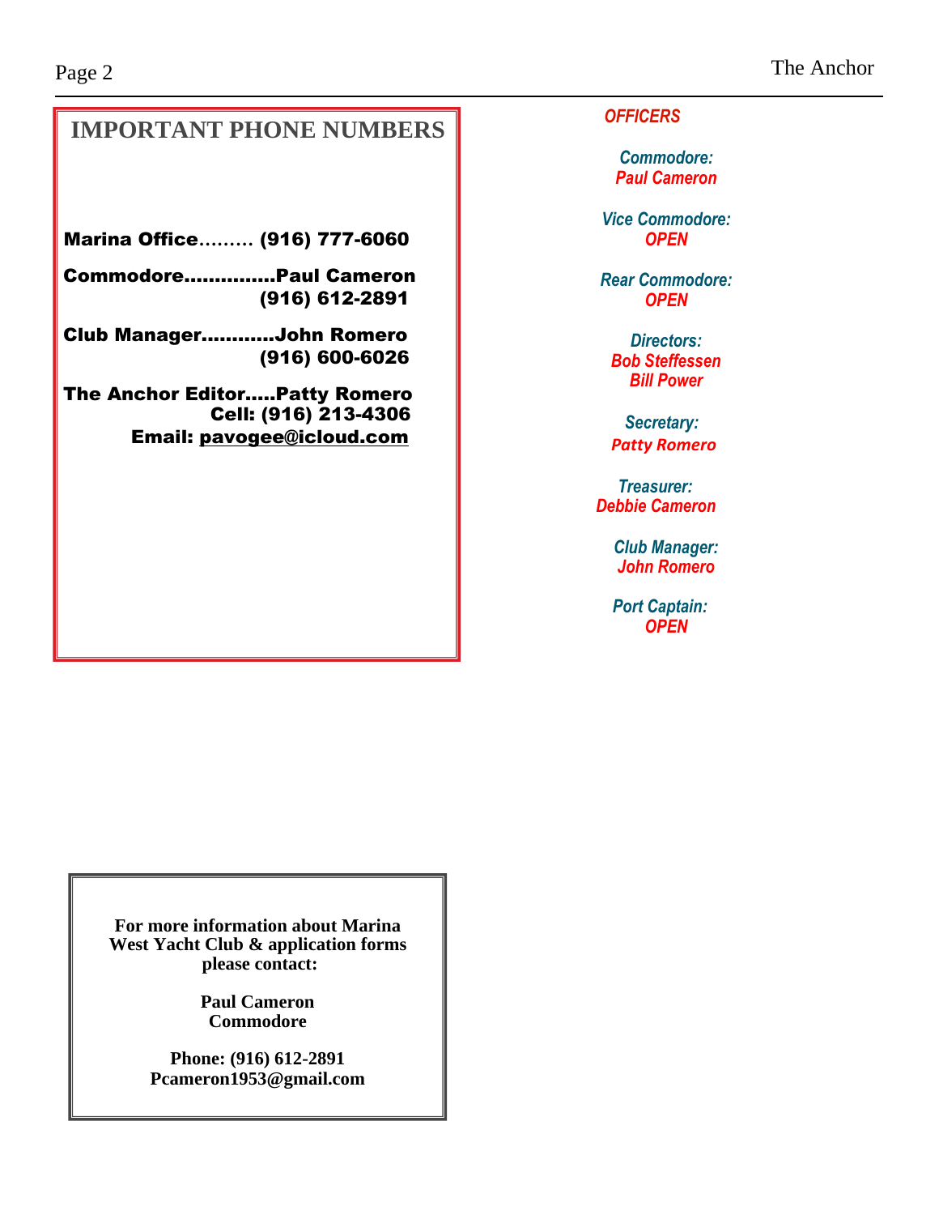## IMPORTANT PHONE NUMBERS

**Marina Office......... (916) 777-6060**

**Commodore..............Paul Cameron**
**(916) 612-2891**

**Club Manager............John Romero**
**(916) 600-6026**

**The Anchor Editor.....Patty Romero**
**Cell: (916) 213-4306**
**Email: pavogee@icloud.com**

**For more information about Marina West Yacht Club & application forms please contact:**

**Paul Cameron**
**Commodore**

**Phone: (916) 612-2891**
**Pcameron1953@gmail.com**

## *OFFICERS*

***Commodore:***
***Paul Cameron***

***Vice Commodore:***
***OPEN***

***Rear Commodore:***
***OPEN***

***Directors:***
***Bob Steffessen***
***Bill Power***

***Secretary:***
***Patty Romero***

***Treasurer:***
***Debbie Cameron***

***Club Manager:***
***John Romero***

***Port Captain:***
***OPEN***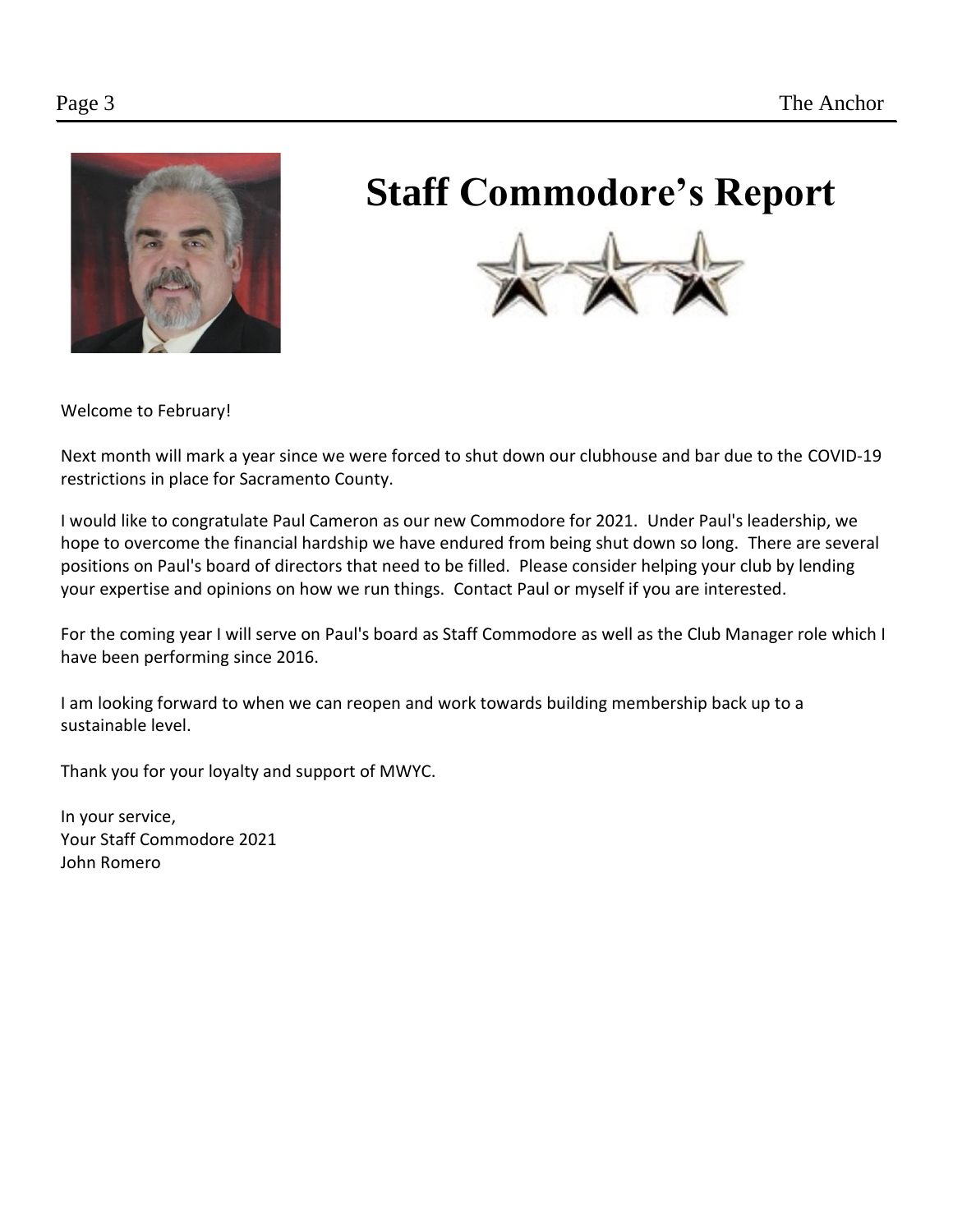# Staff Commodore's Report

Welcome to February!

Next month will mark a year since we were forced to shut down our clubhouse and bar due to the COVID-19 restrictions in place for Sacramento County.

I would like to congratulate Paul Cameron as our new Commodore for 2021. Under Paul's leadership, we hope to overcome the financial hardship we have endured from being shut down so long. There are several positions on Paul's board of directors that need to be filled. Please consider helping your club by lending your expertise and opinions on how we run things. Contact Paul or myself if you are interested.

For the coming year I will serve on Paul's board as Staff Commodore as well as the Club Manager role which I have been performing since 2016.

I am looking forward to when we can reopen and work towards building membership back up to a sustainable level.

Thank you for your loyalty and support of MWYC.

In your service,
Your Staff Commodore 2021
John Romero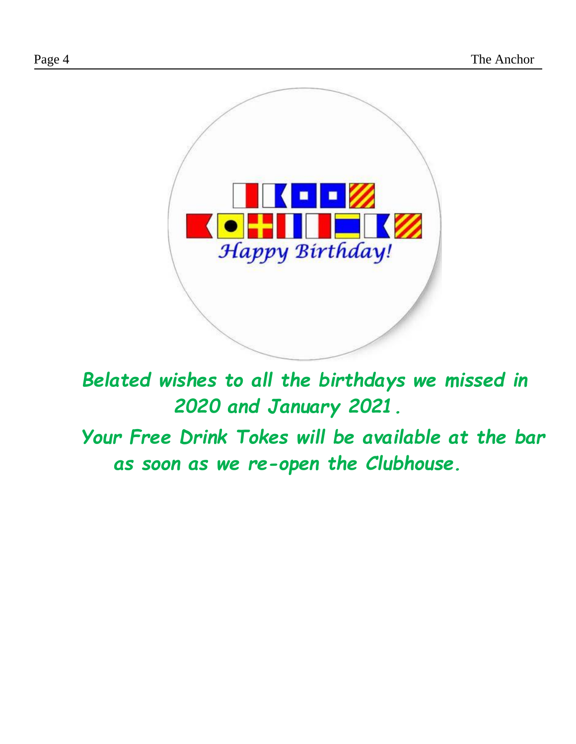*Belated wishes to all the birthdays we missed in 2020 and January 2021.*

*Your Free Drink Tokes will be available at the bar as soon as we re-open the Clubhouse.*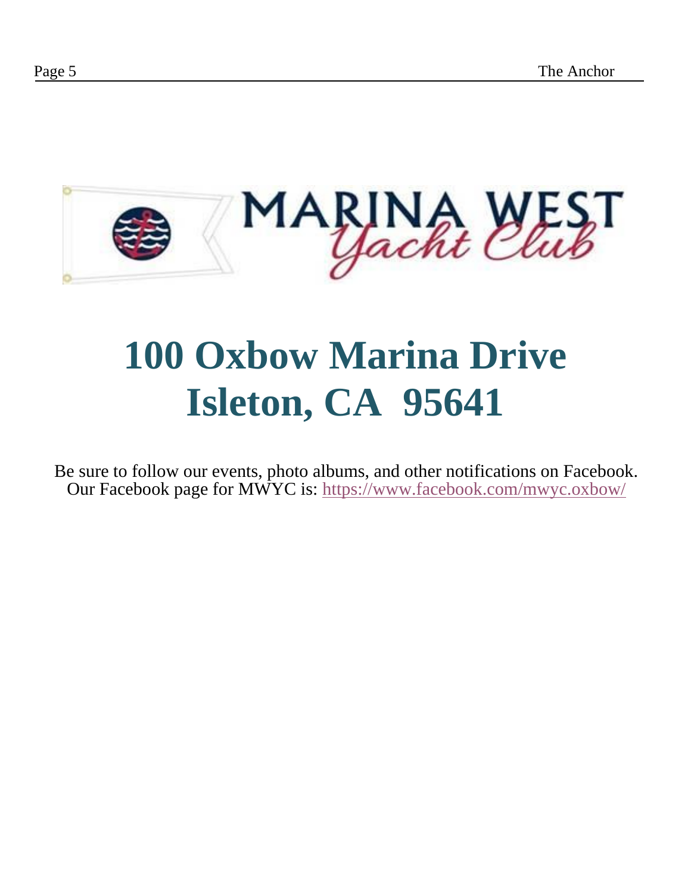# 100 Oxbow Marina Drive Isleton, CA 95641

Be sure to follow our events, photo albums, and other notifications on Facebook. Our Facebook page for MWYC is: https://www.facebook.com/mwyc.oxbow/